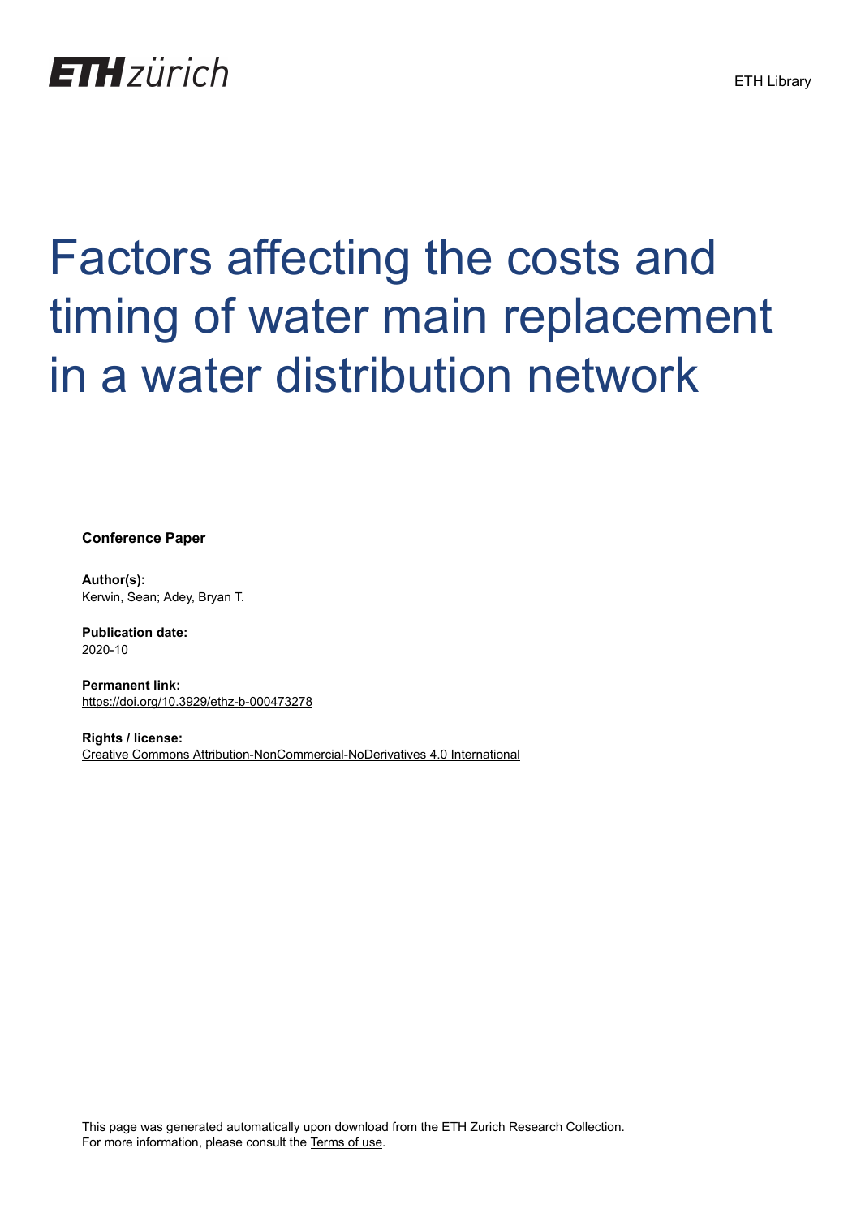ETH Library

# Factors affecting the costs and timing of water main replacement in a water distribution network

**Conference Paper**

**Author(s):**
Kerwin, Sean; Adey, Bryan T.

**Publication date:**
2020-10

**Permanent link:**
https://doi.org/10.3929/ethz-b-000473278

**Rights / license:**
Creative Commons Attribution-NonCommercial-NoDerivatives 4.0 International

This page was generated automatically upon download from the ETH Zurich Research Collection.
For more information, please consult the Terms of use.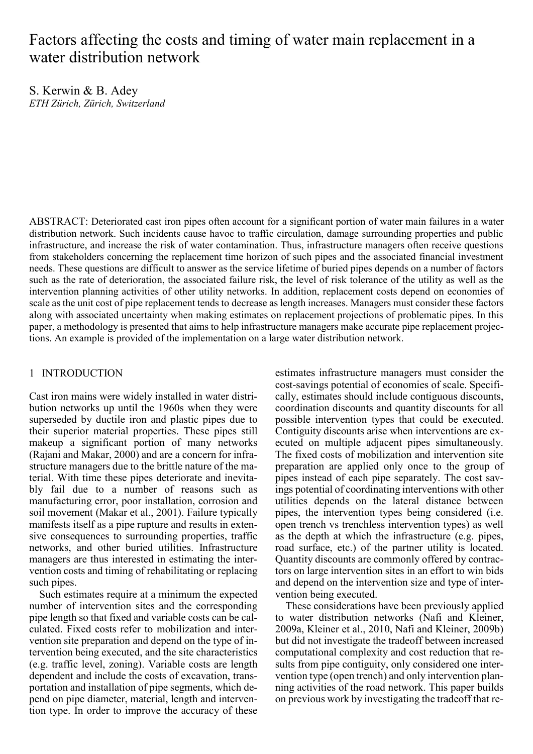# Factors affecting the costs and timing of water main replacement in a water distribution network

S. Kerwin & B. Adey
*ETH Zürich, Zürich, Switzerland*

ABSTRACT: Deteriorated cast iron pipes often account for a significant portion of water main failures in a water distribution network. Such incidents cause havoc to traffic circulation, damage surrounding properties and public infrastructure, and increase the risk of water contamination. Thus, infrastructure managers often receive questions from stakeholders concerning the replacement time horizon of such pipes and the associated financial investment needs. These questions are difficult to answer as the service lifetime of buried pipes depends on a number of factors such as the rate of deterioration, the associated failure risk, the level of risk tolerance of the utility as well as the intervention planning activities of other utility networks. In addition, replacement costs depend on economies of scale as the unit cost of pipe replacement tends to decrease as length increases. Managers must consider these factors along with associated uncertainty when making estimates on replacement projections of problematic pipes. In this paper, a methodology is presented that aims to help infrastructure managers make accurate pipe replacement projections. An example is provided of the implementation on a large water distribution network.

## 1 INTRODUCTION

Cast iron mains were widely installed in water distribution networks up until the 1960s when they were superseded by ductile iron and plastic pipes due to their superior material properties. These pipes still makeup a significant portion of many networks (Rajani and Makar, 2000) and are a concern for infrastructure managers due to the brittle nature of the material. With time these pipes deteriorate and inevitably fail due to a number of reasons such as manufacturing error, poor installation, corrosion and soil movement (Makar et al., 2001). Failure typically manifests itself as a pipe rupture and results in extensive consequences to surrounding properties, traffic networks, and other buried utilities. Infrastructure managers are thus interested in estimating the intervention costs and timing of rehabilitating or replacing such pipes.

Such estimates require at a minimum the expected number of intervention sites and the corresponding pipe length so that fixed and variable costs can be calculated. Fixed costs refer to mobilization and intervention site preparation and depend on the type of intervention being executed, and the site characteristics (e.g. traffic level, zoning). Variable costs are length dependent and include the costs of excavation, transportation and installation of pipe segments, which depend on pipe diameter, material, length and intervention type. In order to improve the accuracy of these estimates infrastructure managers must consider the cost-savings potential of economies of scale. Specifically, estimates should include contiguous discounts, coordination discounts and quantity discounts for all possible intervention types that could be executed. Contiguity discounts arise when interventions are executed on multiple adjacent pipes simultaneously. The fixed costs of mobilization and intervention site preparation are applied only once to the group of pipes instead of each pipe separately. The cost savings potential of coordinating interventions with other utilities depends on the lateral distance between pipes, the intervention types being considered (i.e. open trench vs trenchless intervention types) as well as the depth at which the infrastructure (e.g. pipes, road surface, etc.) of the partner utility is located. Quantity discounts are commonly offered by contractors on large intervention sites in an effort to win bids and depend on the intervention size and type of intervention being executed.

These considerations have been previously applied to water distribution networks (Nafi and Kleiner, 2009a, Kleiner et al., 2010, Nafi and Kleiner, 2009b) but did not investigate the tradeoff between increased computational complexity and cost reduction that results from pipe contiguity, only considered one intervention type (open trench) and only intervention planning activities of the road network. This paper builds on previous work by investigating the tradeoff that re-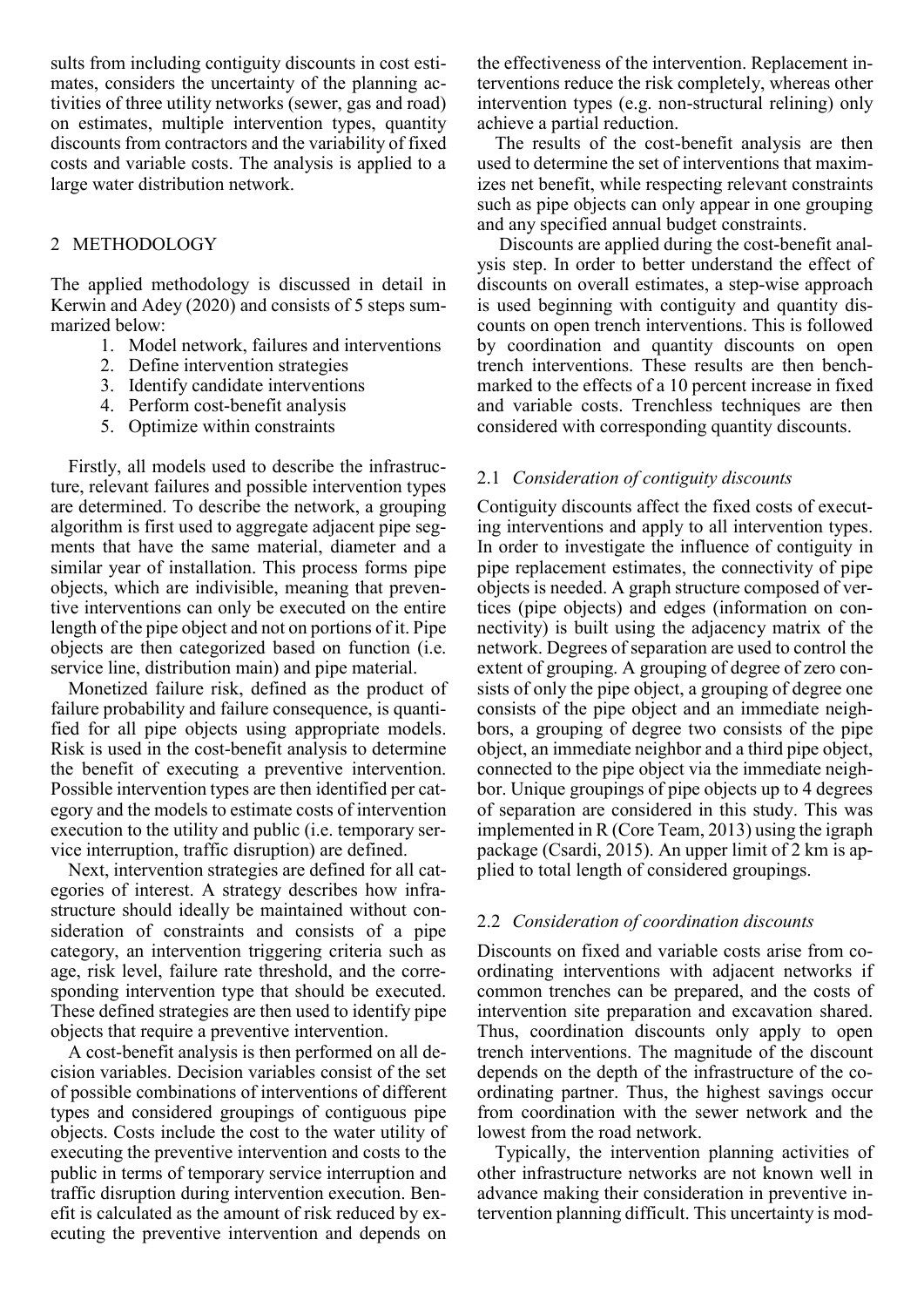sults from including contiguity discounts in cost estimates, considers the uncertainty of the planning activities of three utility networks (sewer, gas and road) on estimates, multiple intervention types, quantity discounts from contractors and the variability of fixed costs and variable costs. The analysis is applied to a large water distribution network.

## 2 METHODOLOGY

The applied methodology is discussed in detail in Kerwin and Adey (2020) and consists of 5 steps summarized below:

1. Model network, failures and interventions
2. Define intervention strategies
3. Identify candidate interventions
4. Perform cost-benefit analysis
5. Optimize within constraints

Firstly, all models used to describe the infrastructure, relevant failures and possible intervention types are determined. To describe the network, a grouping algorithm is first used to aggregate adjacent pipe segments that have the same material, diameter and a similar year of installation. This process forms pipe objects, which are indivisible, meaning that preventive interventions can only be executed on the entire length of the pipe object and not on portions of it. Pipe objects are then categorized based on function (i.e. service line, distribution main) and pipe material.

Monetized failure risk, defined as the product of failure probability and failure consequence, is quantified for all pipe objects using appropriate models. Risk is used in the cost-benefit analysis to determine the benefit of executing a preventive intervention. Possible intervention types are then identified per category and the models to estimate costs of intervention execution to the utility and public (i.e. temporary service interruption, traffic disruption) are defined.

Next, intervention strategies are defined for all categories of interest. A strategy describes how infrastructure should ideally be maintained without consideration of constraints and consists of a pipe category, an intervention triggering criteria such as age, risk level, failure rate threshold, and the corresponding intervention type that should be executed. These defined strategies are then used to identify pipe objects that require a preventive intervention.

A cost-benefit analysis is then performed on all decision variables. Decision variables consist of the set of possible combinations of interventions of different types and considered groupings of contiguous pipe objects. Costs include the cost to the water utility of executing the preventive intervention and costs to the public in terms of temporary service interruption and traffic disruption during intervention execution. Benefit is calculated as the amount of risk reduced by executing the preventive intervention and depends on the effectiveness of the intervention. Replacement interventions reduce the risk completely, whereas other intervention types (e.g. non-structural relining) only achieve a partial reduction.

The results of the cost-benefit analysis are then used to determine the set of interventions that maximizes net benefit, while respecting relevant constraints such as pipe objects can only appear in one grouping and any specified annual budget constraints.

Discounts are applied during the cost-benefit analysis step. In order to better understand the effect of discounts on overall estimates, a step-wise approach is used beginning with contiguity and quantity discounts on open trench interventions. This is followed by coordination and quantity discounts on open trench interventions. These results are then benchmarked to the effects of a 10 percent increase in fixed and variable costs. Trenchless techniques are then considered with corresponding quantity discounts.

### 2.1 *Consideration of contiguity discounts*

Contiguity discounts affect the fixed costs of executing interventions and apply to all intervention types. In order to investigate the influence of contiguity in pipe replacement estimates, the connectivity of pipe objects is needed. A graph structure composed of vertices (pipe objects) and edges (information on connectivity) is built using the adjacency matrix of the network. Degrees of separation are used to control the extent of grouping. A grouping of degree of zero consists of only the pipe object, a grouping of degree one consists of the pipe object and an immediate neighbors, a grouping of degree two consists of the pipe object, an immediate neighbor and a third pipe object, connected to the pipe object via the immediate neighbor. Unique groupings of pipe objects up to 4 degrees of separation are considered in this study. This was implemented in R (Core Team, 2013) using the igraph package (Csardi, 2015). An upper limit of 2 km is applied to total length of considered groupings.

### 2.2 *Consideration of coordination discounts*

Discounts on fixed and variable costs arise from coordinating interventions with adjacent networks if common trenches can be prepared, and the costs of intervention site preparation and excavation shared. Thus, coordination discounts only apply to open trench interventions. The magnitude of the discount depends on the depth of the infrastructure of the coordinating partner. Thus, the highest savings occur from coordination with the sewer network and the lowest from the road network.

Typically, the intervention planning activities of other infrastructure networks are not known well in advance making their consideration in preventive intervention planning difficult. This uncertainty is mod-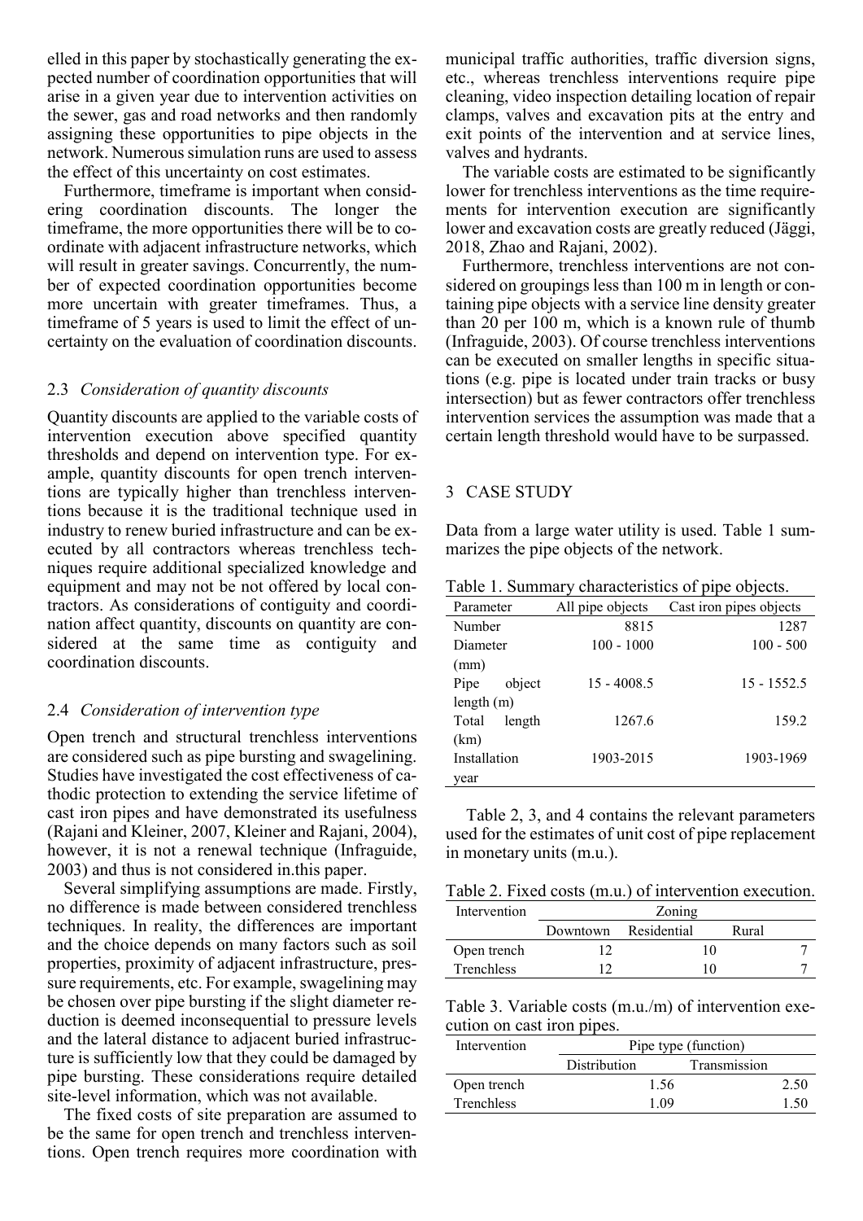elled in this paper by stochastically generating the expected number of coordination opportunities that will arise in a given year due to intervention activities on the sewer, gas and road networks and then randomly assigning these opportunities to pipe objects in the network. Numerous simulation runs are used to assess the effect of this uncertainty on cost estimates.

Furthermore, timeframe is important when considering coordination discounts. The longer the timeframe, the more opportunities there will be to coordinate with adjacent infrastructure networks, which will result in greater savings. Concurrently, the number of expected coordination opportunities become more uncertain with greater timeframes. Thus, a timeframe of 5 years is used to limit the effect of uncertainty on the evaluation of coordination discounts.

### 2.3 *Consideration of quantity discounts*

Quantity discounts are applied to the variable costs of intervention execution above specified quantity thresholds and depend on intervention type. For example, quantity discounts for open trench interventions are typically higher than trenchless interventions because it is the traditional technique used in industry to renew buried infrastructure and can be executed by all contractors whereas trenchless techniques require additional specialized knowledge and equipment and may not be not offered by local contractors. As considerations of contiguity and coordination affect quantity, discounts on quantity are considered at the same time as contiguity and coordination discounts.

### 2.4 *Consideration of intervention type*

Open trench and structural trenchless interventions are considered such as pipe bursting and swagelining. Studies have investigated the cost effectiveness of cathodic protection to extending the service lifetime of cast iron pipes and have demonstrated its usefulness (Rajani and Kleiner, 2007, Kleiner and Rajani, 2004), however, it is not a renewal technique (Infraguide, 2003) and thus is not considered in.this paper.

Several simplifying assumptions are made. Firstly, no difference is made between considered trenchless techniques. In reality, the differences are important and the choice depends on many factors such as soil properties, proximity of adjacent infrastructure, pressure requirements, etc. For example, swagelining may be chosen over pipe bursting if the slight diameter reduction is deemed inconsequential to pressure levels and the lateral distance to adjacent buried infrastructure is sufficiently low that they could be damaged by pipe bursting. These considerations require detailed site-level information, which was not available.

The fixed costs of site preparation are assumed to be the same for open trench and trenchless interventions. Open trench requires more coordination with municipal traffic authorities, traffic diversion signs, etc., whereas trenchless interventions require pipe cleaning, video inspection detailing location of repair clamps, valves and excavation pits at the entry and exit points of the intervention and at service lines, valves and hydrants.

The variable costs are estimated to be significantly lower for trenchless interventions as the time requirements for intervention execution are significantly lower and excavation costs are greatly reduced (Jäggi, 2018, Zhao and Rajani, 2002).

Furthermore, trenchless interventions are not considered on groupings less than 100 m in length or containing pipe objects with a service line density greater than 20 per 100 m, which is a known rule of thumb (Infraguide, 2003). Of course trenchless interventions can be executed on smaller lengths in specific situations (e.g. pipe is located under train tracks or busy intersection) but as fewer contractors offer trenchless intervention services the assumption was made that a certain length threshold would have to be surpassed.

## 3 CASE STUDY

Data from a large water utility is used. Table 1 summarizes the pipe objects of the network.

Table 1. Summary characteristics of pipe objects.

| Parameter | All pipe objects | Cast iron pipes objects |
|---|---|---|
| Number | 8815 | 1287 |
| Diameter (mm) | 100 - 1000 | 100 - 500 |
| Pipe object length (m) | 15 - 4008.5 | 15 - 1552.5 |
| Total length (km) | 1267.6 | 159.2 |
| Installation year | 1903-2015 | 1903-1969 |

Table 2, 3, and 4 contains the relevant parameters used for the estimates of unit cost of pipe replacement in monetary units (m.u.).

Table 2. Fixed costs (m.u.) of intervention execution.

| Intervention | Zoning | | |
|---|---|---|---|
| | Downtown | Residential | Rural |
| Open trench | 12 | 10 | 7 |
| Trenchless | 12 | 10 | 7 |

Table 3. Variable costs (m.u./m) of intervention execution on cast iron pipes.

| Intervention | Pipe type (function) | |
|---|---|---|
| | Distribution | Transmission |
| Open trench | 1.56 | 2.50 |
| Trenchless | 1.09 | 1.50 |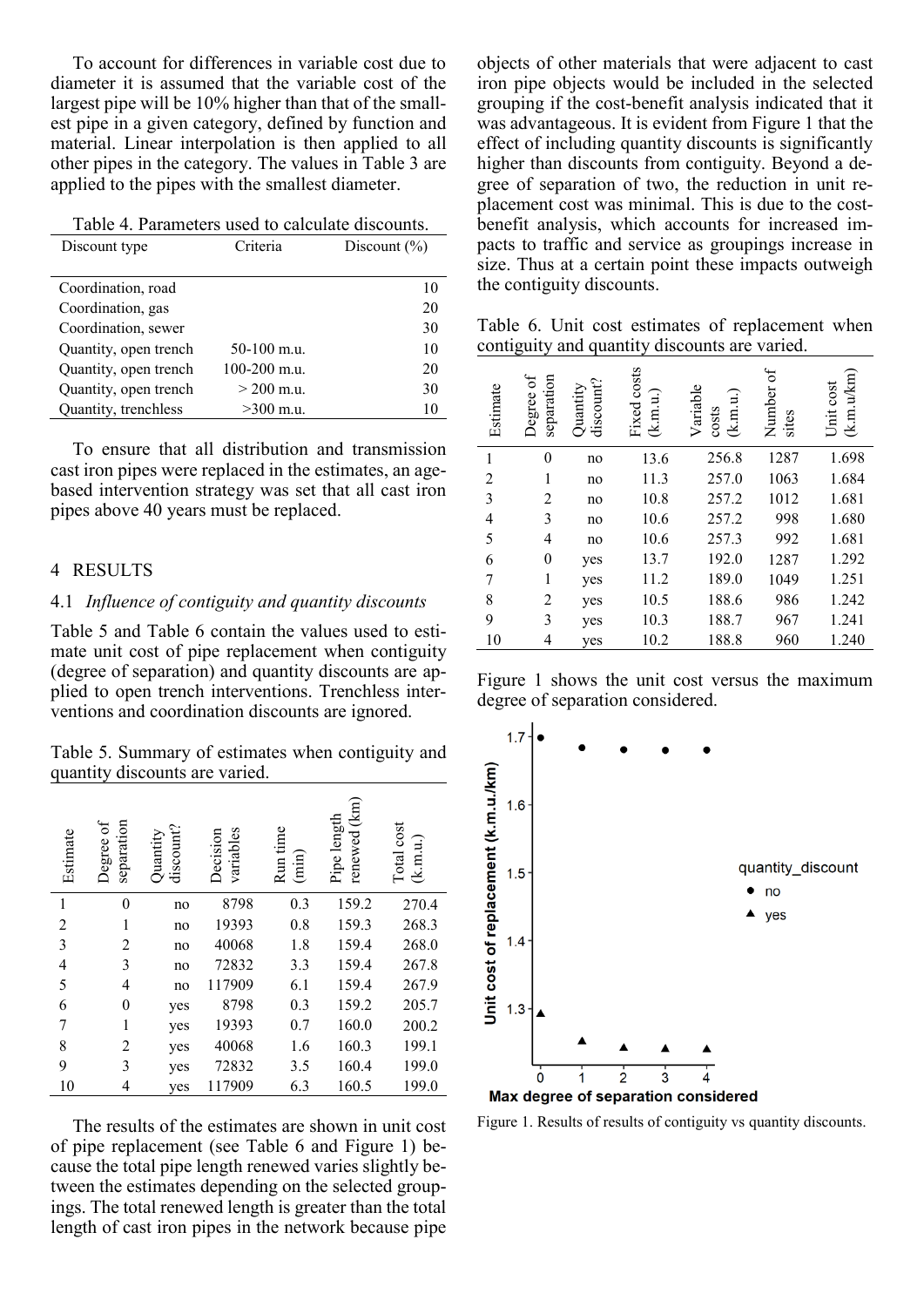To account for differences in variable cost due to diameter it is assumed that the variable cost of the largest pipe will be 10% higher than that of the smallest pipe in a given category, defined by function and material. Linear interpolation is then applied to all other pipes in the category. The values in Table 3 are applied to the pipes with the smallest diameter.

Table 4. Parameters used to calculate discounts.

| Discount type | Criteria | Discount (%) |
|---|---|---|
| Coordination, road | | 10 |
| Coordination, gas | | 20 |
| Coordination, sewer | | 30 |
| Quantity, open trench | 50-100 m.u. | 10 |
| Quantity, open trench | 100-200 m.u. | 20 |
| Quantity, open trench | > 200 m.u. | 30 |
| Quantity, trenchless | >300 m.u. | 10 |

To ensure that all distribution and transmission cast iron pipes were replaced in the estimates, an age-based intervention strategy was set that all cast iron pipes above 40 years must be replaced.

## 4 RESULTS

### 4.1 *Influence of contiguity and quantity discounts*

Table 5 and Table 6 contain the values used to estimate unit cost of pipe replacement when contiguity (degree of separation) and quantity discounts are applied to open trench interventions. Trenchless interventions and coordination discounts are ignored.

Table 5. Summary of estimates when contiguity and quantity discounts are varied.

| Estimate | Degree of separation | Quantity discount? | Decision variables | Run time (min) | Pipe length renewed (km) | Total cost (k.m.u.) |
|---|---|---|---|---|---|---|
| 1 | 0 | no | 8798 | 0.3 | 159.2 | 270.4 |
| 2 | 1 | no | 19393 | 0.8 | 159.3 | 268.3 |
| 3 | 2 | no | 40068 | 1.8 | 159.4 | 268.0 |
| 4 | 3 | no | 72832 | 3.3 | 159.4 | 267.8 |
| 5 | 4 | no | 117909 | 6.1 | 159.4 | 267.9 |
| 6 | 0 | yes | 8798 | 0.3 | 159.2 | 205.7 |
| 7 | 1 | yes | 19393 | 0.7 | 160.0 | 200.2 |
| 8 | 2 | yes | 40068 | 1.6 | 160.3 | 199.1 |
| 9 | 3 | yes | 72832 | 3.5 | 160.4 | 199.0 |
| 10 | 4 | yes | 117909 | 6.3 | 160.5 | 199.0 |

The results of the estimates are shown in unit cost of pipe replacement (see Table 6 and Figure 1) because the total pipe length renewed varies slightly between the estimates depending on the selected groupings. The total renewed length is greater than the total length of cast iron pipes in the network because pipe objects of other materials that were adjacent to cast iron pipe objects would be included in the selected grouping if the cost-benefit analysis indicated that it was advantageous. It is evident from Figure 1 that the effect of including quantity discounts is significantly higher than discounts from contiguity. Beyond a degree of separation of two, the reduction in unit replacement cost was minimal. This is due to the cost-benefit analysis, which accounts for increased impacts to traffic and service as groupings increase in size. Thus at a certain point these impacts outweigh the contiguity discounts.

Table 6. Unit cost estimates of replacement when contiguity and quantity discounts are varied.

| Estimate | Degree of separation | Quantity discount? | Fixed costs (k.m.u.) | Variable costs (k.m.u.) | Number of sites | Unit cost (k.m.u/km) |
|---|---|---|---|---|---|---|
| 1 | 0 | no | 13.6 | 256.8 | 1287 | 1.698 |
| 2 | 1 | no | 11.3 | 257.0 | 1063 | 1.684 |
| 3 | 2 | no | 10.8 | 257.2 | 1012 | 1.681 |
| 4 | 3 | no | 10.6 | 257.2 | 998 | 1.680 |
| 5 | 4 | no | 10.6 | 257.3 | 992 | 1.681 |
| 6 | 0 | yes | 13.7 | 192.0 | 1287 | 1.292 |
| 7 | 1 | yes | 11.2 | 189.0 | 1049 | 1.251 |
| 8 | 2 | yes | 10.5 | 188.6 | 986 | 1.242 |
| 9 | 3 | yes | 10.3 | 188.7 | 967 | 1.241 |
| 10 | 4 | yes | 10.2 | 188.8 | 960 | 1.240 |

Figure 1 shows the unit cost versus the maximum degree of separation considered.

Figure 1. Results of results of contiguity vs quantity discounts.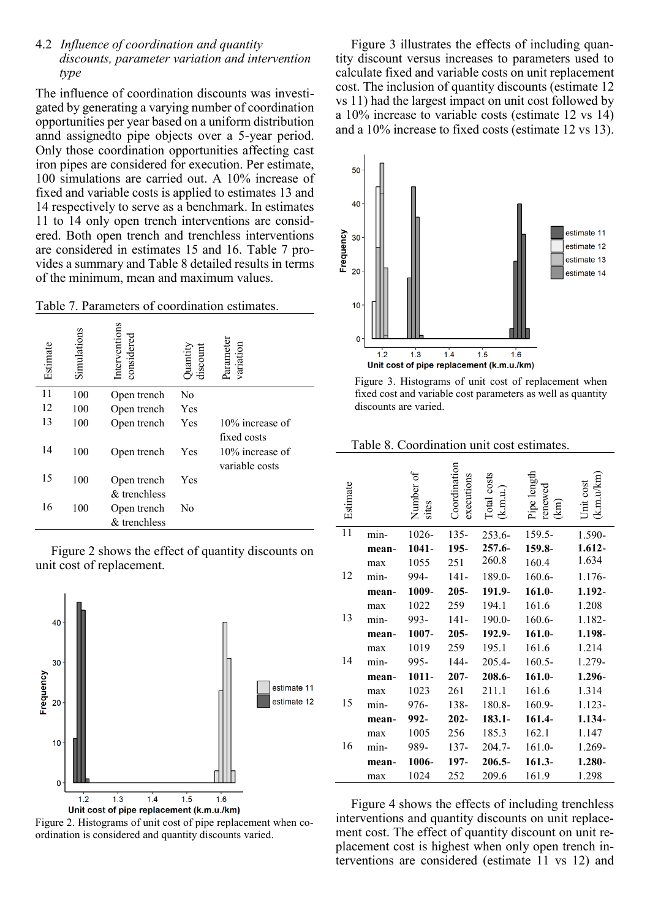### 4.2 *Influence of coordination and quantity discounts, parameter variation and intervention type*

The influence of coordination discounts was investigated by generating a varying number of coordination opportunities per year based on a uniform distribution annd assignedto pipe objects over a 5-year period. Only those coordination opportunities affecting cast iron pipes are considered for execution. Per estimate, 100 simulations are carried out. A 10% increase of fixed and variable costs is applied to estimates 13 and 14 respectively to serve as a benchmark. In estimates 11 to 14 only open trench interventions are considered. Both open trench and trenchless interventions are considered in estimates 15 and 16. Table 7 provides a summary and Table 8 detailed results in terms of the minimum, mean and maximum values.

Table 7. Parameters of coordination estimates.

| Estimate | Simulations | Interventions considered | Quantity discount | Parameter variation |
|---|---|---|---|---|
| 11 | 100 | Open trench | No | |
| 12 | 100 | Open trench | Yes | |
| 13 | 100 | Open trench | Yes | 10% increase of fixed costs |
| 14 | 100 | Open trench | Yes | 10% increase of variable costs |
| 15 | 100 | Open trench & trenchless | Yes | |
| 16 | 100 | Open trench & trenchless | No | |

Figure 2 shows the effect of quantity discounts on unit cost of replacement.

Figure 2. Histograms of unit cost of pipe replacement when coordination is considered and quantity discounts varied.

Figure 3 illustrates the effects of including quantity discount versus increases to parameters used to calculate fixed and variable costs on unit replacement cost. The inclusion of quantity discounts (estimate 12 vs 11) had the largest impact on unit cost followed by a 10% increase to variable costs (estimate 12 vs 14) and a 10% increase to fixed costs (estimate 12 vs 13).

Figure 3. Histograms of unit cost of replacement when fixed cost and variable cost parameters as well as quantity discounts are varied.

Table 8. Coordination unit cost estimates.

| Estimate | | Number of sites | Coordination executions | Total costs (k.m.u.) | Pipe length renewed (km) | Unit cost (k.m.u/km) |
|---|---|---|---|---|---|---|
| 11 | min- | 1026- | 135- | 253.6- | 159.5- | 1.590- |
| | **mean-** | **1041-** | **195-** | **257.6-** | **159.8-** | **1.612-** |
| | max | 1055 | 251 | 260.8 | 160.4 | 1.634 |
| 12 | min- | 994- | 141- | 189.0- | 160.6- | 1.176- |
| | **mean-** | **1009-** | **205-** | **191.9-** | **161.0-** | **1.192-** |
| | max | 1022 | 259 | 194.1 | 161.6 | 1.208 |
| 13 | min- | 993- | 141- | 190.0- | 160.6- | 1.182- |
| | **mean-** | **1007-** | **205-** | **192.9-** | **161.0-** | **1.198-** |
| | max | 1019 | 259 | 195.1 | 161.6 | 1.214 |
| 14 | min- | 995- | 144- | 205.4- | 160.5- | 1.279- |
| | **mean-** | **1011-** | **207-** | **208.6-** | **161.0-** | **1.296-** |
| | max | 1023 | 261 | 211.1 | 161.6 | 1.314 |
| 15 | min- | 976- | 138- | 180.8- | 160.9- | 1.123- |
| | **mean-** | **992-** | **202-** | **183.1-** | **161.4-** | **1.134-** |
| | max | 1005 | 256 | 185.3 | 162.1 | 1.147 |
| 16 | min- | 989- | 137- | 204.7- | 161.0- | 1.269- |
| | **mean-** | **1006-** | **197-** | **206.5-** | **161.3-** | **1.280-** |
| | max | 1024 | 252 | 209.6 | 161.9 | 1.298 |

Figure 4 shows the effects of including trenchless interventions and quantity discounts on unit replacement cost. The effect of quantity discount on unit replacement cost is highest when only open trench interventions are considered (estimate 11 vs 12) and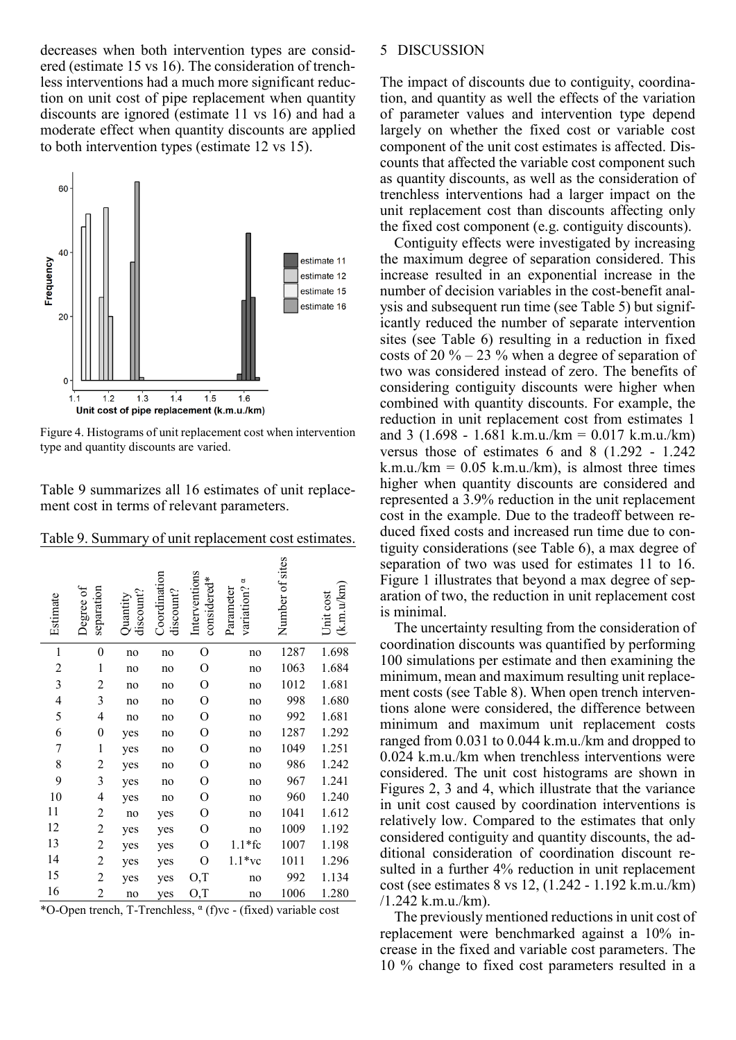decreases when both intervention types are considered (estimate 15 vs 16). The consideration of trenchless interventions had a much more significant reduction on unit cost of pipe replacement when quantity discounts are ignored (estimate 11 vs 16) and had a moderate effect when quantity discounts are applied to both intervention types (estimate 12 vs 15).

Figure 4. Histograms of unit replacement cost when intervention type and quantity discounts are varied.

Table 9 summarizes all 16 estimates of unit replacement cost in terms of relevant parameters.

Table 9. Summary of unit replacement cost estimates.

| Estimate | Degree of separation | Quantity discount? | Coordination discount? | Interventions considered* | Parameter variation? $^{\alpha}$ | Number of sites | Unit cost (k.m.u/km) |
|---|---|---|---|---|---|---|---|
| 1 | 0 | no | no | O | no | 1287 | 1.698 |
| 2 | 1 | no | no | O | no | 1063 | 1.684 |
| 3 | 2 | no | no | O | no | 1012 | 1.681 |
| 4 | 3 | no | no | O | no | 998 | 1.680 |
| 5 | 4 | no | no | O | no | 992 | 1.681 |
| 6 | 0 | yes | no | O | no | 1287 | 1.292 |
| 7 | 1 | yes | no | O | no | 1049 | 1.251 |
| 8 | 2 | yes | no | O | no | 986 | 1.242 |
| 9 | 3 | yes | no | O | no | 967 | 1.241 |
| 10 | 4 | yes | no | O | no | 960 | 1.240 |
| 11 | 2 | no | yes | O | no | 1041 | 1.612 |
| 12 | 2 | yes | yes | O | no | 1009 | 1.192 |
| 13 | 2 | yes | yes | O | 1.1*fc | 1007 | 1.198 |
| 14 | 2 | yes | yes | O | 1.1*vc | 1011 | 1.296 |
| 15 | 2 | yes | yes | O,T | no | 992 | 1.134 |
| 16 | 2 | no | yes | O,T | no | 1006 | 1.280 |

*O-Open trench, T-Trenchless, $^{\alpha}$ (f)vc - (fixed) variable cost

## 5 DISCUSSION

The impact of discounts due to contiguity, coordination, and quantity as well the effects of the variation of parameter values and intervention type depend largely on whether the fixed cost or variable cost component of the unit cost estimates is affected. Discounts that affected the variable cost component such as quantity discounts, as well as the consideration of trenchless interventions had a larger impact on the unit replacement cost than discounts affecting only the fixed cost component (e.g. contiguity discounts).

Contiguity effects were investigated by increasing the maximum degree of separation considered. This increase resulted in an exponential increase in the number of decision variables in the cost-benefit analysis and subsequent run time (see Table 5) but significantly reduced the number of separate intervention sites (see Table 6) resulting in a reduction in fixed costs of 20 % – 23 % when a degree of separation of two was considered instead of zero. The benefits of considering contiguity discounts were higher when combined with quantity discounts. For example, the reduction in unit replacement cost from estimates 1 and 3 (1.698 - 1.681 k.m.u./km = 0.017 k.m.u./km) versus those of estimates 6 and 8 (1.292 - 1.242 k.m.u./km = 0.05 k.m.u./km), is almost three times higher when quantity discounts are considered and represented a 3.9% reduction in the unit replacement cost in the example. Due to the tradeoff between reduced fixed costs and increased run time due to contiguity considerations (see Table 6), a max degree of separation of two was used for estimates 11 to 16. Figure 1 illustrates that beyond a max degree of separation of two, the reduction in unit replacement cost is minimal.

The uncertainty resulting from the consideration of coordination discounts was quantified by performing 100 simulations per estimate and then examining the minimum, mean and maximum resulting unit replacement costs (see Table 8). When open trench interventions alone were considered, the difference between minimum and maximum unit replacement costs ranged from 0.031 to 0.044 k.m.u./km and dropped to 0.024 k.m.u./km when trenchless interventions were considered. The unit cost histograms are shown in Figures 2, 3 and 4, which illustrate that the variance in unit cost caused by coordination interventions is relatively low. Compared to the estimates that only considered contiguity and quantity discounts, the additional consideration of coordination discount resulted in a further 4% reduction in unit replacement cost (see estimates 8 vs 12, (1.242 - 1.192 k.m.u./km) /1.242 k.m.u./km).

The previously mentioned reductions in unit cost of replacement were benchmarked against a 10% increase in the fixed and variable cost parameters. The 10 % change to fixed cost parameters resulted in a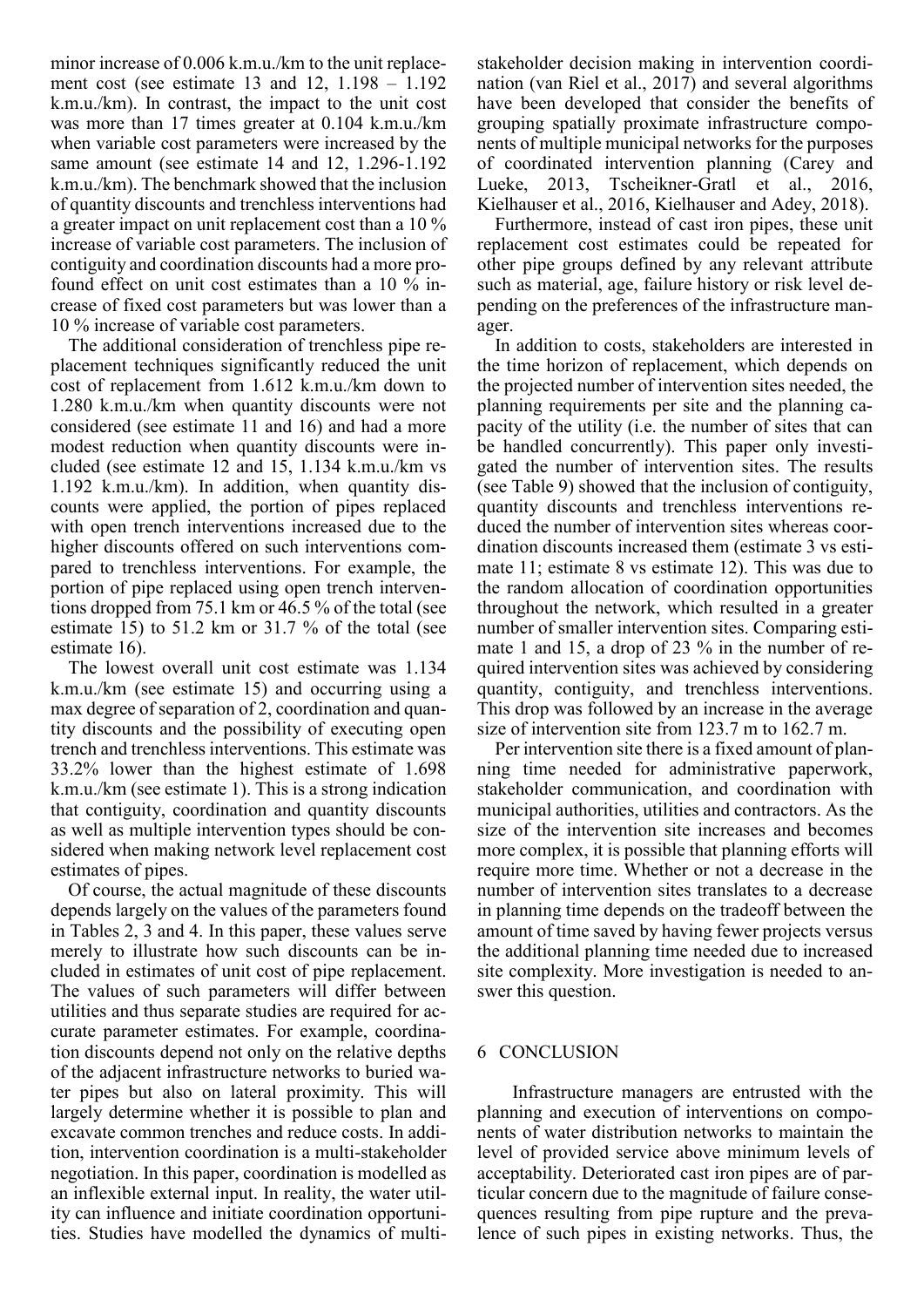minor increase of 0.006 k.m.u./km to the unit replacement cost (see estimate 13 and 12, 1.198 – 1.192 k.m.u./km). In contrast, the impact to the unit cost was more than 17 times greater at 0.104 k.m.u./km when variable cost parameters were increased by the same amount (see estimate 14 and 12, 1.296-1.192 k.m.u./km). The benchmark showed that the inclusion of quantity discounts and trenchless interventions had a greater impact on unit replacement cost than a 10 % increase of variable cost parameters. The inclusion of contiguity and coordination discounts had a more profound effect on unit cost estimates than a 10 % increase of fixed cost parameters but was lower than a 10 % increase of variable cost parameters.

The additional consideration of trenchless pipe replacement techniques significantly reduced the unit cost of replacement from 1.612 k.m.u./km down to 1.280 k.m.u./km when quantity discounts were not considered (see estimate 11 and 16) and had a more modest reduction when quantity discounts were included (see estimate 12 and 15, 1.134 k.m.u./km vs 1.192 k.m.u./km). In addition, when quantity discounts were applied, the portion of pipes replaced with open trench interventions increased due to the higher discounts offered on such interventions compared to trenchless interventions. For example, the portion of pipe replaced using open trench interventions dropped from 75.1 km or 46.5 % of the total (see estimate 15) to 51.2 km or 31.7 % of the total (see estimate 16).

The lowest overall unit cost estimate was 1.134 k.m.u./km (see estimate 15) and occurring using a max degree of separation of 2, coordination and quantity discounts and the possibility of executing open trench and trenchless interventions. This estimate was 33.2% lower than the highest estimate of 1.698 k.m.u./km (see estimate 1). This is a strong indication that contiguity, coordination and quantity discounts as well as multiple intervention types should be considered when making network level replacement cost estimates of pipes.

Of course, the actual magnitude of these discounts depends largely on the values of the parameters found in Tables 2, 3 and 4. In this paper, these values serve merely to illustrate how such discounts can be included in estimates of unit cost of pipe replacement. The values of such parameters will differ between utilities and thus separate studies are required for accurate parameter estimates. For example, coordination discounts depend not only on the relative depths of the adjacent infrastructure networks to buried water pipes but also on lateral proximity. This will largely determine whether it is possible to plan and excavate common trenches and reduce costs. In addition, intervention coordination is a multi-stakeholder negotiation. In this paper, coordination is modelled as an inflexible external input. In reality, the water utility can influence and initiate coordination opportunities. Studies have modelled the dynamics of multi-stakeholder decision making in intervention coordination (van Riel et al., 2017) and several algorithms have been developed that consider the benefits of grouping spatially proximate infrastructure components of multiple municipal networks for the purposes of coordinated intervention planning (Carey and Lueke, 2013, Tscheikner-Gratl et al., 2016, Kielhauser et al., 2016, Kielhauser and Adey, 2018).

Furthermore, instead of cast iron pipes, these unit replacement cost estimates could be repeated for other pipe groups defined by any relevant attribute such as material, age, failure history or risk level depending on the preferences of the infrastructure manager.

In addition to costs, stakeholders are interested in the time horizon of replacement, which depends on the projected number of intervention sites needed, the planning requirements per site and the planning capacity of the utility (i.e. the number of sites that can be handled concurrently). This paper only investigated the number of intervention sites. The results (see Table 9) showed that the inclusion of contiguity, quantity discounts and trenchless interventions reduced the number of intervention sites whereas coordination discounts increased them (estimate 3 vs estimate 11; estimate 8 vs estimate 12). This was due to the random allocation of coordination opportunities throughout the network, which resulted in a greater number of smaller intervention sites. Comparing estimate 1 and 15, a drop of 23 % in the number of required intervention sites was achieved by considering quantity, contiguity, and trenchless interventions. This drop was followed by an increase in the average size of intervention site from 123.7 m to 162.7 m.

Per intervention site there is a fixed amount of planning time needed for administrative paperwork, stakeholder communication, and coordination with municipal authorities, utilities and contractors. As the size of the intervention site increases and becomes more complex, it is possible that planning efforts will require more time. Whether or not a decrease in the number of intervention sites translates to a decrease in planning time depends on the tradeoff between the amount of time saved by having fewer projects versus the additional planning time needed due to increased site complexity. More investigation is needed to answer this question.

## 6 CONCLUSION

Infrastructure managers are entrusted with the planning and execution of interventions on components of water distribution networks to maintain the level of provided service above minimum levels of acceptability. Deteriorated cast iron pipes are of particular concern due to the magnitude of failure consequences resulting from pipe rupture and the prevalence of such pipes in existing networks. Thus, the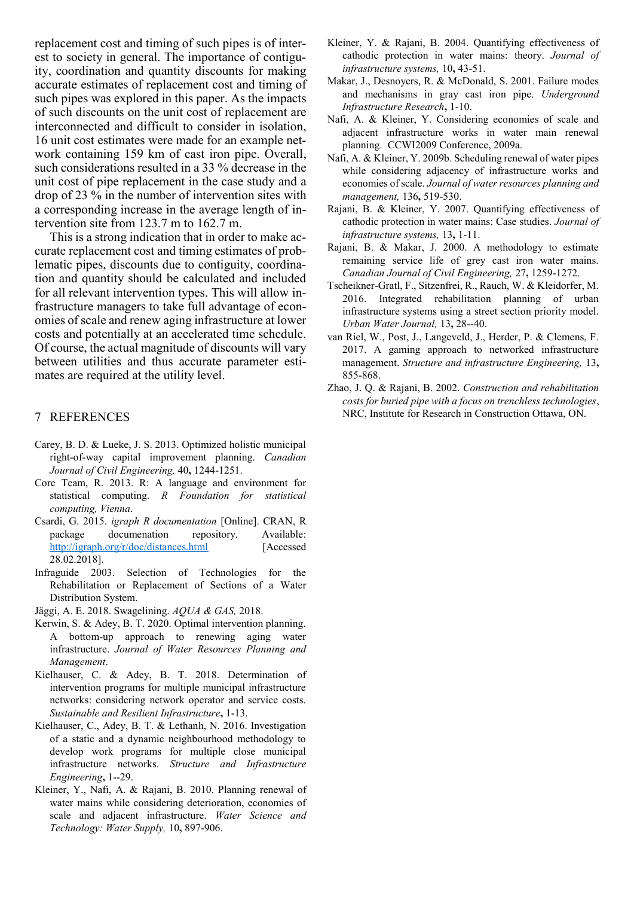replacement cost and timing of such pipes is of interest to society in general. The importance of contiguity, coordination and quantity discounts for making accurate estimates of replacement cost and timing of such pipes was explored in this paper. As the impacts of such discounts on the unit cost of replacement are interconnected and difficult to consider in isolation, 16 unit cost estimates were made for an example network containing 159 km of cast iron pipe. Overall, such considerations resulted in a 33 % decrease in the unit cost of pipe replacement in the case study and a drop of 23 % in the number of intervention sites with a corresponding increase in the average length of intervention site from 123.7 m to 162.7 m.

This is a strong indication that in order to make accurate replacement cost and timing estimates of problematic pipes, discounts due to contiguity, coordination and quantity should be calculated and included for all relevant intervention types. This will allow infrastructure managers to take full advantage of economies of scale and renew aging infrastructure at lower costs and potentially at an accelerated time schedule. Of course, the actual magnitude of discounts will vary between utilities and thus accurate parameter estimates are required at the utility level.

## 7 REFERENCES

Carey, B. D. & Lueke, J. S. 2013. Optimized holistic municipal right-of-way capital improvement planning. *Canadian Journal of Civil Engineering,* 40**,** 1244-1251.

Core Team, R. 2013. R: A language and environment for statistical computing. *R Foundation for statistical computing, Vienna*.

Csardi, G. 2015. *igraph R documentation* [Online]. CRAN, R package documenation repository. Available: http://igraph.org/r/doc/distances.html [Accessed 28.02.2018].

Infraguide 2003. Selection of Technologies for the Rehabilitation or Replacement of Sections of a Water Distribution System.

Jäggi, A. E. 2018. Swagelining. *AQUA & GAS,* 2018.

Kerwin, S. & Adey, B. T. 2020. Optimal intervention planning. A bottom-up approach to renewing aging water infrastructure. *Journal of Water Resources Planning and Management*.

Kielhauser, C. & Adey, B. T. 2018. Determination of intervention programs for multiple municipal infrastructure networks: considering network operator and service costs. *Sustainable and Resilient Infrastructure***,** 1-13.

Kielhauser, C., Adey, B. T. & Lethanh, N. 2016. Investigation of a static and a dynamic neighbourhood methodology to develop work programs for multiple close municipal infrastructure networks. *Structure and Infrastructure Engineering***,** 1--29.

Kleiner, Y., Nafi, A. & Rajani, B. 2010. Planning renewal of water mains while considering deterioration, economies of scale and adjacent infrastructure. *Water Science and Technology: Water Supply,* 10**,** 897-906.

Kleiner, Y. & Rajani, B. 2004. Quantifying effectiveness of cathodic protection in water mains: theory. *Journal of infrastructure systems,* 10**,** 43-51.

Makar, J., Desnoyers, R. & McDonald, S. 2001. Failure modes and mechanisms in gray cast iron pipe. *Underground Infrastructure Research***,** 1-10.

Nafi, A. & Kleiner, Y. Considering economies of scale and adjacent infrastructure works in water main renewal planning. CCWI2009 Conference, 2009a.

Nafi, A. & Kleiner, Y. 2009b. Scheduling renewal of water pipes while considering adjacency of infrastructure works and economies of scale. *Journal of water resources planning and management,* 136**,** 519-530.

Rajani, B. & Kleiner, Y. 2007. Quantifying effectiveness of cathodic protection in water mains: Case studies. *Journal of infrastructure systems,* 13**,** 1-11.

Rajani, B. & Makar, J. 2000. A methodology to estimate remaining service life of grey cast iron water mains. *Canadian Journal of Civil Engineering,* 27**,** 1259-1272.

Tscheikner-Gratl, F., Sitzenfrei, R., Rauch, W. & Kleidorfer, M. 2016. Integrated rehabilitation planning of urban infrastructure systems using a street section priority model. *Urban Water Journal,* 13**,** 28--40.

van Riel, W., Post, J., Langeveld, J., Herder, P. & Clemens, F. 2017. A gaming approach to networked infrastructure management. *Structure and infrastructure Engineering,* 13**,** 855-868.

Zhao, J. Q. & Rajani, B. 2002. *Construction and rehabilitation costs for buried pipe with a focus on trenchless technologies*, NRC, Institute for Research in Construction Ottawa, ON.